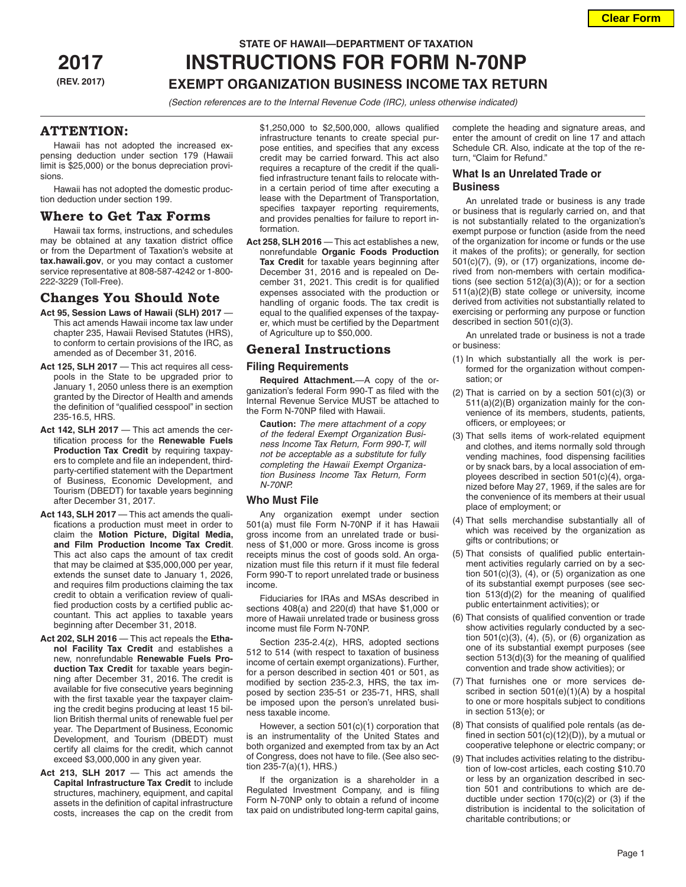**2017**

**(REV. 2017)**

**STATE OF HAWAII—DEPARTMENT OF TAXATION**

# INSTRUCTIONS FOR FORM N-70NP

## EXEMPT ORGANIZATION BUSINESS INCOME TAX RETURN

*(Section references are to the Internal Revenue Code (IRC), unless otherwise indicated)*

## ATTENTION:

Hawaii has not adopted the increased expensing deduction under section 179 (Hawaii limit is $25,000) or the bonus depreciation provisions.

Hawaii has not adopted the domestic production deduction under section 199.

## Where to Get Tax Forms

Hawaii tax forms, instructions, and schedules may be obtained at any taxation district office or from the Department of Taxation's website at **tax.hawaii.gov**, or you may contact a customer service representative at 808-587-4242 or 1-800-222-3229 (Toll-Free).

## Changes You Should Note

**Act 95, Session Laws of Hawaii (SLH) 2017** — This act amends Hawaii income tax law under chapter 235, Hawaii Revised Statutes (HRS), to conform to certain provisions of the IRC, as amended as of December 31, 2016.

**Act 125, SLH 2017** — This act requires all cesspools in the State to be upgraded prior to January 1, 2050 unless there is an exemption granted by the Director of Health and amends the definition of "qualified cesspool" in section 235-16.5, HRS.

**Act 142, SLH 2017** — This act amends the certification process for the **Renewable Fuels Production Tax Credit** by requiring taxpayers to complete and file an independent, third-party-certified statement with the Department of Business, Economic Development, and Tourism (DBEDT) for taxable years beginning after December 31, 2017.

**Act 143, SLH 2017** — This act amends the qualifications a production must meet in order to claim the **Motion Picture, Digital Media, and Film Production Income Tax Credit**. This act also caps the amount of tax credit that may be claimed at $35,000,000 per year, extends the sunset date to January 1, 2026, and requires film productions claiming the tax credit to obtain a verification review of qualified production costs by a certified public accountant. This act applies to taxable years beginning after December 31, 2018.

**Act 202, SLH 2016** — This act repeals the **Ethanol Facility Tax Credit** and establishes a new, nonrefundable **Renewable Fuels Production Tax Credit** for taxable years beginning after December 31, 2016. The credit is available for five consecutive years beginning with the first taxable year the taxpayer claiming the credit begins producing at least 15 billion British thermal units of renewable fuel per year. The Department of Business, Economic Development, and Tourism (DBEDT) must certify all claims for the credit, which cannot exceed $3,000,000 in any given year.

**Act 213, SLH 2017** — This act amends the **Capital Infrastructure Tax Credit** to include structures, machinery, equipment, and capital assets in the definition of capital infrastructure costs, increases the cap on the credit from $1,250,000 to $2,500,000, allows qualified infrastructure tenants to create special purpose entities, and specifies that any excess credit may be carried forward. This act also requires a recapture of the credit if the qualified infrastructure tenant fails to relocate within a certain period of time after executing a lease with the Department of Transportation, specifies taxpayer reporting requirements, and provides penalties for failure to report information.

**Act 258, SLH 2016** — This act establishes a new, nonrefundable **Organic Foods Production Tax Credit** for taxable years beginning after December 31, 2016 and is repealed on December 31, 2021. This credit is for qualified expenses associated with the production or handling of organic foods. The tax credit is equal to the qualified expenses of the taxpayer, which must be certified by the Department of Agriculture up to $50,000.

## General Instructions

### Filing Requirements

**Required Attachment.**—A copy of the organization's federal Form 990-T as filed with the Internal Revenue Service MUST be attached to the Form N-70NP filed with Hawaii.

**Caution:** *The mere attachment of a copy of the federal Exempt Organization Business Income Tax Return, Form 990-T, will not be acceptable as a substitute for fully completing the Hawaii Exempt Organization Business Income Tax Return, Form N-70NP.*

### Who Must File

Any organization exempt under section 501(a) must file Form N-70NP if it has Hawaii gross income from an unrelated trade or business of $1,000 or more. Gross income is gross receipts minus the cost of goods sold. An organization must file this return if it must file federal Form 990-T to report unrelated trade or business income.

Fiduciaries for IRAs and MSAs described in sections 408(a) and 220(d) that have $1,000 or more of Hawaii unrelated trade or business gross income must file Form N-70NP.

Section 235-2.4(z), HRS, adopted sections 512 to 514 (with respect to taxation of business income of certain exempt organizations). Further, for a person described in section 401 or 501, as modified by section 235-2.3, HRS, the tax imposed by section 235-51 or 235-71, HRS, shall be imposed upon the person's unrelated business taxable income.

However, a section 501(c)(1) corporation that is an instrumentality of the United States and both organized and exempted from tax by an Act of Congress, does not have to file. (See also section 235-7(a)(1), HRS.)

If the organization is a shareholder in a Regulated Investment Company, and is filing Form N-70NP only to obtain a refund of income tax paid on undistributed long-term capital gains, complete the heading and signature areas, and enter the amount of credit on line 17 and attach Schedule CR. Also, indicate at the top of the return, "Claim for Refund."

### What Is an Unrelated Trade or Business

An unrelated trade or business is any trade or business that is regularly carried on, and that is not substantially related to the organization's exempt purpose or function (aside from the need of the organization for income or funds or the use it makes of the profits); or generally, for section 501(c)(7), (9), or (17) organizations, income derived from non-members with certain modifications (see section 512(a)(3)(A)); or for a section 511(a)(2)(B) state college or university, income derived from activities not substantially related to exercising or performing any purpose or function described in section 501(c)(3).

An unrelated trade or business is not a trade or business:

(1) In which substantially all the work is performed for the organization without compensation; or

(2) That is carried on by a section 501(c)(3) or 511(a)(2)(B) organization mainly for the convenience of its members, students, patients, officers, or employees; or

(3) That sells items of work-related equipment and clothes, and items normally sold through vending machines, food dispensing facilities or by snack bars, by a local association of employees described in section 501(c)(4), organized before May 27, 1969, if the sales are for the convenience of its members at their usual place of employment; or

(4) That sells merchandise substantially all of which was received by the organization as gifts or contributions; or

(5) That consists of qualified public entertainment activities regularly carried on by a section 501(c)(3), (4), or (5) organization as one of its substantial exempt purposes (see section 513(d)(2) for the meaning of qualified public entertainment activities); or

(6) That consists of qualified convention or trade show activities regularly conducted by a section 501(c)(3), (4), (5), or (6) organization as one of its substantial exempt purposes (see section 513(d)(3) for the meaning of qualified convention and trade show activities); or

(7) That furnishes one or more services described in section 501(e)(1)(A) by a hospital to one or more hospitals subject to conditions in section 513(e); or

(8) That consists of qualified pole rentals (as defined in section 501(c)(12)(D)), by a mutual or cooperative telephone or electric company; or

(9) That includes activities relating to the distribution of low-cost articles, each costing $10.70 or less by an organization described in section 501 and contributions to which are deductible under section 170(c)(2) or (3) if the distribution is incidental to the solicitation of charitable contributions; or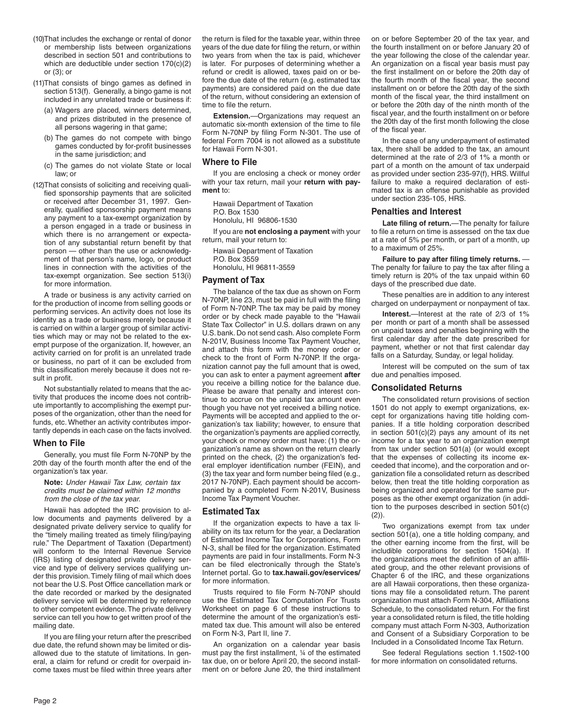(10) That includes the exchange or rental of donor or membership lists between organizations described in section 501 and contributions to which are deductible under section 170(c)(2) or (3); or

(11) That consists of bingo games as defined in section 513(f). Generally, a bingo game is not included in any unrelated trade or business if:

(a) Wagers are placed, winners determined, and prizes distributed in the presence of all persons wagering in that game;

(b) The games do not compete with bingo games conducted by for-profit businesses in the same jurisdiction; and

(c) The games do not violate State or local law; or

(12) That consists of soliciting and receiving qualified sponsorship payments that are solicited or received after December 31, 1997. Generally, qualified sponsorship payment means any payment to a tax-exempt organization by a person engaged in a trade or business in which there is no arrangement or expectation of any substantial return benefit by that person — other than the use or acknowledgment of that person's name, logo, or product lines in connection with the activities of the tax-exempt organization. See section 513(i) for more information.

A trade or business is any activity carried on for the production of income from selling goods or performing services. An activity does not lose its identity as a trade or business merely because it is carried on within a larger group of similar activities which may or may not be related to the exempt purpose of the organization. If, however, an activity carried on for profit is an unrelated trade or business, no part of it can be excluded from this classification merely because it does not result in profit.

Not substantially related to means that the activity that produces the income does not contribute importantly to accomplishing the exempt purposes of the organization, other than the need for funds, etc. Whether an activity contributes importantly depends in each case on the facts involved.

## When to File

Generally, you must file Form N-70NP by the 20th day of the fourth month after the end of the organization's tax year.

**Note:** *Under Hawaii Tax Law, certain tax credits must be claimed within 12 months from the close of the tax year.*

Hawaii has adopted the IRC provision to allow documents and payments delivered by a designated private delivery service to qualify for the "timely mailing treated as timely filing/paying rule." The Department of Taxation (Department) will conform to the Internal Revenue Service (IRS) listing of designated private delivery service and type of delivery services qualifying under this provision. Timely filing of mail which does not bear the U.S. Post Office cancellation mark or the date recorded or marked by the designated delivery service will be determined by reference to other competent evidence. The private delivery service can tell you how to get written proof of the mailing date.

If you are filing your return after the prescribed due date, the refund shown may be limited or disallowed due to the statute of limitations. In general, a claim for refund or credit for overpaid income taxes must be filed within three years after the return is filed for the taxable year, within three years of the due date for filing the return, or within two years from when the tax is paid, whichever is later. For purposes of determining whether a refund or credit is allowed, taxes paid on or before the due date of the return (e.g. estimated tax payments) are considered paid on the due date of the return, without considering an extension of time to file the return.

**Extension.**—Organizations may request an automatic six-month extension of the time to file Form N-70NP by filing Form N-301. The use of federal Form 7004 is not allowed as a substitute for Hawaii Form N-301.

## Where to File

If you are enclosing a check or money order with your tax return, mail your **return with payment** to:

Hawaii Department of Taxation
P.O. Box 1530
Honolulu, HI 96806-1530

If you are **not enclosing a payment** with your return, mail your return to:

Hawaii Department of Taxation
P.O. Box 3559
Honolulu, HI 96811-3559

## Payment of Tax

The balance of the tax due as shown on Form N-70NP, line 23, must be paid in full with the filing of Form N-70NP. The tax may be paid by money order or by check made payable to the "Hawaii State Tax Collector" in U.S. dollars drawn on any U.S. bank. Do not send cash. Also complete Form N-201V, Business Income Tax Payment Voucher, and attach this form with the money order or check to the front of Form N-70NP. If the organization cannot pay the full amount that is owed, you can ask to enter a payment agreement **after** you receive a billing notice for the balance due. Please be aware that penalty and interest continue to accrue on the unpaid tax amount even though you have not yet received a billing notice. Payments will be accepted and applied to the organization's tax liability; however, to ensure that the organization's payments are applied correctly, your check or money order must have: (1) the organization's name as shown on the return clearly printed on the check, (2) the organization's federal employer identification number (FEIN), and (3) the tax year and form number being filed (e.g., 2017 N-70NP). Each payment should be accompanied by a completed Form N-201V, Business Income Tax Payment Voucher.

## Estimated Tax

If the organization expects to have a tax liability on its tax return for the year, a Declaration of Estimated Income Tax for Corporations, Form N-3, shall be filed for the organization. Estimated payments are paid in four installments. Form N-3 can be filed electronically through the State's Internet portal. Go to **tax.hawaii.gov/eservices/** for more information.

Trusts required to file Form N-70NP should use the Estimated Tax Computation For Trusts Worksheet on page 6 of these instructions to determine the amount of the organization's estimated tax due. This amount will also be entered on Form N-3, Part II, line 7.

An organization on a calendar year basis must pay the first installment, ¼ of the estimated tax due, on or before April 20, the second installment on or before June 20, the third installment on or before September 20 of the tax year, and the fourth installment on or before January 20 of the year following the close of the calendar year. An organization on a fiscal year basis must pay the first installment on or before the 20th day of the fourth month of the fiscal year, the second installment on or before the 20th day of the sixth month of the fiscal year, the third installment on or before the 20th day of the ninth month of the fiscal year, and the fourth installment on or before the 20th day of the first month following the close of the fiscal year.

In the case of any underpayment of estimated tax, there shall be added to the tax, an amount determined at the rate of 2/3 of 1% a month or part of a month on the amount of tax underpaid as provided under section 235-97(f), HRS. Willful failure to make a required declaration of estimated tax is an offense punishable as provided under section 235-105, HRS.

## Penalties and Interest

**Late filing of return.**—The penalty for failure to file a return on time is assessed on the tax due at a rate of 5% per month, or part of a month, up to a maximum of 25%.

**Failure to pay after filing timely returns.** — The penalty for failure to pay the tax after filing a timely return is 20% of the tax unpaid within 60 days of the prescribed due date.

These penalties are in addition to any interest charged on underpayment or nonpayment of tax.

**Interest.**—Interest at the rate of 2/3 of 1% per month or part of a month shall be assessed on unpaid taxes and penalties beginning with the first calendar day after the date prescribed for payment, whether or not that first calendar day falls on a Saturday, Sunday, or legal holiday.

Interest will be computed on the sum of tax due and penalties imposed.

## Consolidated Returns

The consolidated return provisions of section 1501 do not apply to exempt organizations, except for organizations having title holding companies. If a title holding corporation described in section 501(c)(2) pays any amount of its net income for a tax year to an organization exempt from tax under section 501(a) (or would except that the expenses of collecting its income exceeded that income), and the corporation and organization file a consolidated return as described below, then treat the title holding corporation as being organized and operated for the same purposes as the other exempt organization (in addition to the purposes described in section 501(c)(2)).

Two organizations exempt from tax under section 501(a), one a title holding company, and the other earning income from the first, will be includible corporations for section 1504(a). If the organizations meet the definition of an affiliated group, and the other relevant provisions of Chapter 6 of the IRC, and these organizations are all Hawaii corporations, then these organizations may file a consolidated return. The parent organization must attach Form N-304, Affiliations Schedule, to the consolidated return. For the first year a consolidated return is filed, the title holding company must attach Form N-303, Authorization and Consent of a Subsidiary Corporation to be Included in a Consolidated Income Tax Return.

See federal Regulations section 1.1502-100 for more information on consolidated returns.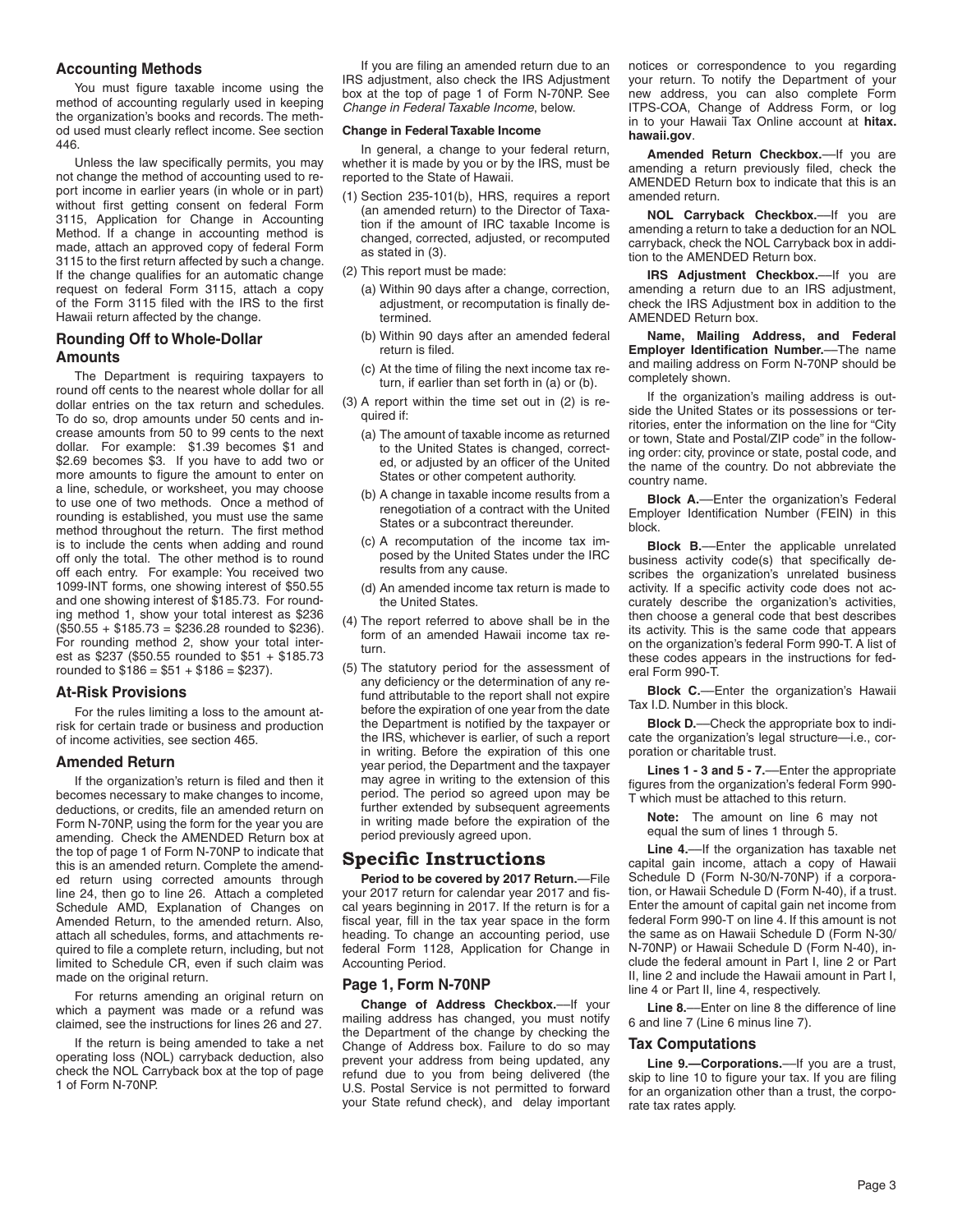## Accounting Methods

You must figure taxable income using the method of accounting regularly used in keeping the organization's books and records. The method used must clearly reflect income. See section 446.

Unless the law specifically permits, you may not change the method of accounting used to report income in earlier years (in whole or in part) without first getting consent on federal Form 3115, Application for Change in Accounting Method. If a change in accounting method is made, attach an approved copy of federal Form 3115 to the first return affected by such a change. If the change qualifies for an automatic change request on federal Form 3115, attach a copy of the Form 3115 filed with the IRS to the first Hawaii return affected by the change.

## Rounding Off to Whole-Dollar Amounts

The Department is requiring taxpayers to round off cents to the nearest whole dollar for all dollar entries on the tax return and schedules. To do so, drop amounts under 50 cents and increase amounts from 50 to 99 cents to the next dollar. For example: $1.39 becomes $1 and $2.69 becomes $3. If you have to add two or more amounts to figure the amount to enter on a line, schedule, or worksheet, you may choose to use one of two methods. Once a method of rounding is established, you must use the same method throughout the return. The first method is to include the cents when adding and round off only the total. The other method is to round off each entry. For example: You received two 1099-INT forms, one showing interest of $50.55 and one showing interest of $185.73. For rounding method 1, show your total interest as $236 ($50.55 + $185.73 = $236.28 rounded to $236). For rounding method 2, show your total interest as $237 ($50.55 rounded to $51 + $185.73 rounded to $186 = $51 + $186 = $237).

## At-Risk Provisions

For the rules limiting a loss to the amount at-risk for certain trade or business and production of income activities, see section 465.

## Amended Return

If the organization's return is filed and then it becomes necessary to make changes to income, deductions, or credits, file an amended return on Form N-70NP, using the form for the year you are amending. Check the AMENDED Return box at the top of page 1 of Form N-70NP to indicate that this is an amended return. Complete the amended return using corrected amounts through line 24, then go to line 26. Attach a completed Schedule AMD, Explanation of Changes on Amended Return, to the amended return. Also, attach all schedules, forms, and attachments required to file a complete return, including, but not limited to Schedule CR, even if such claim was made on the original return.

For returns amending an original return on which a payment was made or a refund was claimed, see the instructions for lines 26 and 27.

If the return is being amended to take a net operating loss (NOL) carryback deduction, also check the NOL Carryback box at the top of page 1 of Form N-70NP.

If you are filing an amended return due to an IRS adjustment, also check the IRS Adjustment box at the top of page 1 of Form N-70NP. See *Change in Federal Taxable Income*, below.

#### Change in Federal Taxable Income

In general, a change to your federal return, whether it is made by you or by the IRS, must be reported to the State of Hawaii.

(1) Section 235-101(b), HRS, requires a report (an amended return) to the Director of Taxation if the amount of IRC taxable Income is changed, corrected, adjusted, or recomputed as stated in (3).

(2) This report must be made:

   (a) Within 90 days after a change, correction, adjustment, or recomputation is finally determined.

   (b) Within 90 days after an amended federal return is filed.

   (c) At the time of filing the next income tax return, if earlier than set forth in (a) or (b).

(3) A report within the time set out in (2) is required if:

   (a) The amount of taxable income as returned to the United States is changed, corrected, or adjusted by an officer of the United States or other competent authority.

   (b) A change in taxable income results from a renegotiation of a contract with the United States or a subcontract thereunder.

   (c) A recomputation of the income tax imposed by the United States under the IRC results from any cause.

   (d) An amended income tax return is made to the United States.

(4) The report referred to above shall be in the form of an amended Hawaii income tax return.

(5) The statutory period for the assessment of any deficiency or the determination of any refund attributable to the report shall not expire before the expiration of one year from the date the Department is notified by the taxpayer or the IRS, whichever is earlier, of such a report in writing. Before the expiration of this one year period, the Department and the taxpayer may agree in writing to the extension of this period. The period so agreed upon may be further extended by subsequent agreements in writing made before the expiration of the period previously agreed upon.

# Specific Instructions

**Period to be covered by 2017 Return.**—File your 2017 return for calendar year 2017 and fiscal years beginning in 2017. If the return is for a fiscal year, fill in the tax year space in the form heading. To change an accounting period, use federal Form 1128, Application for Change in Accounting Period.

## Page 1, Form N-70NP

**Change of Address Checkbox.**—If your mailing address has changed, you must notify the Department of the change by checking the Change of Address box. Failure to do so may prevent your address from being updated, any refund due to you from being delivered (the U.S. Postal Service is not permitted to forward your State refund check), and delay important notices or correspondence to you regarding your return. To notify the Department of your new address, you can also complete Form ITPS-COA, Change of Address Form, or log in to your Hawaii Tax Online account at **hitax.hawaii.gov**.

**Amended Return Checkbox.**—If you are amending a return previously filed, check the AMENDED Return box to indicate that this is an amended return.

**NOL Carryback Checkbox.**—If you are amending a return to take a deduction for an NOL carryback, check the NOL Carryback box in addition to the AMENDED Return box.

**IRS Adjustment Checkbox.**—If you are amending a return due to an IRS adjustment, check the IRS Adjustment box in addition to the AMENDED Return box.

**Name, Mailing Address, and Federal Employer Identification Number.**—The name and mailing address on Form N-70NP should be completely shown.

If the organization's mailing address is outside the United States or its possessions or territories, enter the information on the line for "City or town, State and Postal/ZIP code" in the following order: city, province or state, postal code, and the name of the country. Do not abbreviate the country name.

**Block A.**—Enter the organization's Federal Employer Identification Number (FEIN) in this block.

**Block B.**—Enter the applicable unrelated business activity code(s) that specifically describes the organization's unrelated business activity. If a specific activity code does not accurately describe the organization's activities, then choose a general code that best describes its activity. This is the same code that appears on the organization's federal Form 990-T. A list of these codes appears in the instructions for federal Form 990-T.

**Block C.**—Enter the organization's Hawaii Tax I.D. Number in this block.

**Block D.**—Check the appropriate box to indicate the organization's legal structure—i.e., corporation or charitable trust.

**Lines 1 - 3 and 5 - 7.**—Enter the appropriate figures from the organization's federal Form 990-T which must be attached to this return.

**Note:** The amount on line 6 may not equal the sum of lines 1 through 5.

**Line 4.**—If the organization has taxable net capital gain income, attach a copy of Hawaii Schedule D (Form N-30/N-70NP) if a corporation, or Hawaii Schedule D (Form N-40), if a trust. Enter the amount of capital gain net income from federal Form 990-T on line 4. If this amount is not the same as on Hawaii Schedule D (Form N-30/N-70NP) or Hawaii Schedule D (Form N-40), include the federal amount in Part I, line 2 or Part II, line 2 and include the Hawaii amount in Part I, line 4 or Part II, line 4, respectively.

**Line 8.**—Enter on line 8 the difference of line 6 and line 7 (Line 6 minus line 7).

## Tax Computations

**Line 9.—Corporations.**—If you are a trust, skip to line 10 to figure your tax. If you are filing for an organization other than a trust, the corporate tax rates apply.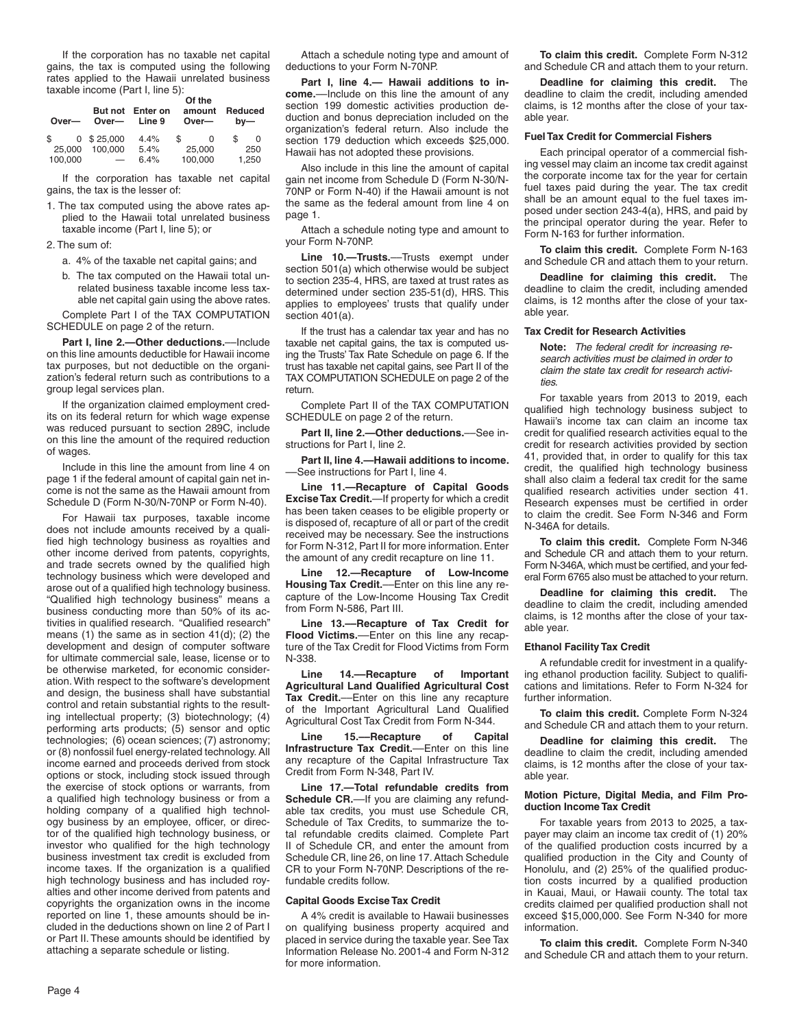If the corporation has no taxable net capital gains, the tax is computed using the following rates applied to the Hawaii unrelated business taxable income (Part I, line 5):

| Over— | But not Over— | Enter on Line 9 | Of the amount Over— | Reduced by— |
|---|---|---|---|---|
| $ 0 | $ 25,000 | 4.4% | $ 0 | $ 0 |
| 25,000 | 100,000 | 5.4% | 25,000 | 250 |
| 100,000 | — | 6.4% | 100,000 | 1,250 |

If the corporation has taxable net capital gains, the tax is the lesser of:

1. The tax computed using the above rates applied to the Hawaii total unrelated business taxable income (Part I, line 5); or
2. The sum of:
   a. 4% of the taxable net capital gains; and
   b. The tax computed on the Hawaii total unrelated business taxable income less taxable net capital gain using the above rates.

Complete Part I of the TAX COMPUTATION SCHEDULE on page 2 of the return.

**Part I, line 2.—Other deductions.**—Include on this line amounts deductible for Hawaii income tax purposes, but not deductible on the organization's federal return such as contributions to a group legal services plan.

If the organization claimed employment credits on its federal return for which wage expense was reduced pursuant to section 289C, include on this line the amount of the required reduction of wages.

Include in this line the amount from line 4 on page 1 if the federal amount of capital gain net income is not the same as the Hawaii amount from Schedule D (Form N-30/N-70NP or Form N-40).

For Hawaii tax purposes, taxable income does not include amounts received by a qualified high technology business as royalties and other income derived from patents, copyrights, and trade secrets owned by the qualified high technology business which were developed and arose out of a qualified high technology business. "Qualified high technology business" means a business conducting more than 50% of its activities in qualified research. "Qualified research" means (1) the same as in section 41(d); (2) the development and design of computer software for ultimate commercial sale, lease, license or to be otherwise marketed, for economic consideration. With respect to the software's development and design, the business shall have substantial control and retain substantial rights to the resulting intellectual property; (3) biotechnology; (4) performing arts products; (5) sensor and optic technologies; (6) ocean sciences; (7) astronomy; or (8) nonfossil fuel energy-related technology. All income earned and proceeds derived from stock options or stock, including stock issued through the exercise of stock options or warrants, from a qualified high technology business or from a holding company of a qualified high technology business by an employee, officer, or director of the qualified high technology business, or investor who qualified for the high technology business investment tax credit is excluded from income taxes. If the organization is a qualified high technology business and has included royalties and other income derived from patents and copyrights the organization owns in the income reported on line 1, these amounts should be included in the deductions shown on line 2 of Part I or Part II. These amounts should be identified by attaching a separate schedule or listing.

Attach a schedule noting type and amount of deductions to your Form N-70NP.

**Part I, line 4.— Hawaii additions to income.**—Include on this line the amount of any section 199 domestic activities production deduction and bonus depreciation included on the organization's federal return. Also include the section 179 deduction which exceeds $25,000. Hawaii has not adopted these provisions.

Also include in this line the amount of capital gain net income from Schedule D (Form N-30/N-70NP or Form N-40) if the Hawaii amount is not the same as the federal amount from line 4 on page 1.

Attach a schedule noting type and amount to your Form N-70NP.

**Line 10.—Trusts.**—Trusts exempt under section 501(a) which otherwise would be subject to section 235-4, HRS, are taxed at trust rates as determined under section 235-51(d), HRS. This applies to employees' trusts that qualify under section 401(a).

If the trust has a calendar tax year and has no taxable net capital gains, the tax is computed using the Trusts' Tax Rate Schedule on page 6. If the trust has taxable net capital gains, see Part II of the TAX COMPUTATION SCHEDULE on page 2 of the return.

Complete Part II of the TAX COMPUTATION SCHEDULE on page 2 of the return.

**Part II, line 2.—Other deductions.**—See instructions for Part I, line 2.

**Part II, line 4.—Hawaii additions to income.**—See instructions for Part I, line 4.

**Line 11.—Recapture of Capital Goods Excise Tax Credit.**—If property for which a credit has been taken ceases to be eligible property or is disposed of, recapture of all or part of the credit received may be necessary. See the instructions for Form N-312, Part II for more information. Enter the amount of any credit recapture on line 11.

**Line 12.—Recapture of Low-Income Housing Tax Credit.**—Enter on this line any recapture of the Low-Income Housing Tax Credit from Form N-586, Part III.

**Line 13.—Recapture of Tax Credit for Flood Victims.**—Enter on this line any recapture of the Tax Credit for Flood Victims from Form N-338.

**Line 14.—Recapture of Important Agricultural Land Qualified Agricultural Cost Tax Credit.**—Enter on this line any recapture of the Important Agricultural Land Qualified Agricultural Cost Tax Credit from Form N-344.

**Line 15.—Recapture of Capital Infrastructure Tax Credit.**—Enter on this line any recapture of the Capital Infrastructure Tax Credit from Form N-348, Part IV.

**Line 17.—Total refundable credits from Schedule CR.**—If you are claiming any refundable tax credits, you must use Schedule CR, Schedule of Tax Credits, to summarize the total refundable credits claimed. Complete Part II of Schedule CR, and enter the amount from Schedule CR, line 26, on line 17. Attach Schedule CR to your Form N-70NP. Descriptions of the refundable credits follow.

#### Capital Goods Excise Tax Credit

A 4% credit is available to Hawaii businesses on qualifying business property acquired and placed in service during the taxable year. See Tax Information Release No. 2001-4 and Form N-312 for more information.

**To claim this credit.** Complete Form N-312 and Schedule CR and attach them to your return.

**Deadline for claiming this credit.** The deadline to claim the credit, including amended claims, is 12 months after the close of your taxable year.

#### Fuel Tax Credit for Commercial Fishers

Each principal operator of a commercial fishing vessel may claim an income tax credit against the corporate income tax for the year for certain fuel taxes paid during the year. The tax credit shall be an amount equal to the fuel taxes imposed under section 243-4(a), HRS, and paid by the principal operator during the year. Refer to Form N-163 for further information.

**To claim this credit.** Complete Form N-163 and Schedule CR and attach them to your return.

**Deadline for claiming this credit.** The deadline to claim the credit, including amended claims, is 12 months after the close of your taxable year.

#### Tax Credit for Research Activities

**Note:** *The federal credit for increasing research activities must be claimed in order to claim the state tax credit for research activities.*

For taxable years from 2013 to 2019, each qualified high technology business subject to Hawaii's income tax can claim an income tax credit for qualified research activities equal to the credit for research activities provided by section 41, provided that, in order to qualify for this tax credit, the qualified high technology business shall also claim a federal tax credit for the same qualified research activities under section 41. Research expenses must be certified in order to claim the credit. See Form N-346 and Form N-346A for details.

**To claim this credit.** Complete Form N-346 and Schedule CR and attach them to your return. Form N-346A, which must be certified, and your federal Form 6765 also must be attached to your return.

**Deadline for claiming this credit.** The deadline to claim the credit, including amended claims, is 12 months after the close of your taxable year.

#### Ethanol Facility Tax Credit

A refundable credit for investment in a qualifying ethanol production facility. Subject to qualifications and limitations. Refer to Form N-324 for further information.

**To claim this credit.** Complete Form N-324 and Schedule CR and attach them to your return.

**Deadline for claiming this credit.** The deadline to claim the credit, including amended claims, is 12 months after the close of your taxable year.

#### Motion Picture, Digital Media, and Film Production Income Tax Credit

For taxable years from 2013 to 2025, a taxpayer may claim an income tax credit of (1) 20% of the qualified production costs incurred by a qualified production in the City and County of Honolulu, and (2) 25% of the qualified production costs incurred by a qualified production in Kauai, Maui, or Hawaii county. The total tax credits claimed per qualified production shall not exceed $15,000,000. See Form N-340 for more information.

**To claim this credit.** Complete Form N-340 and Schedule CR and attach them to your return.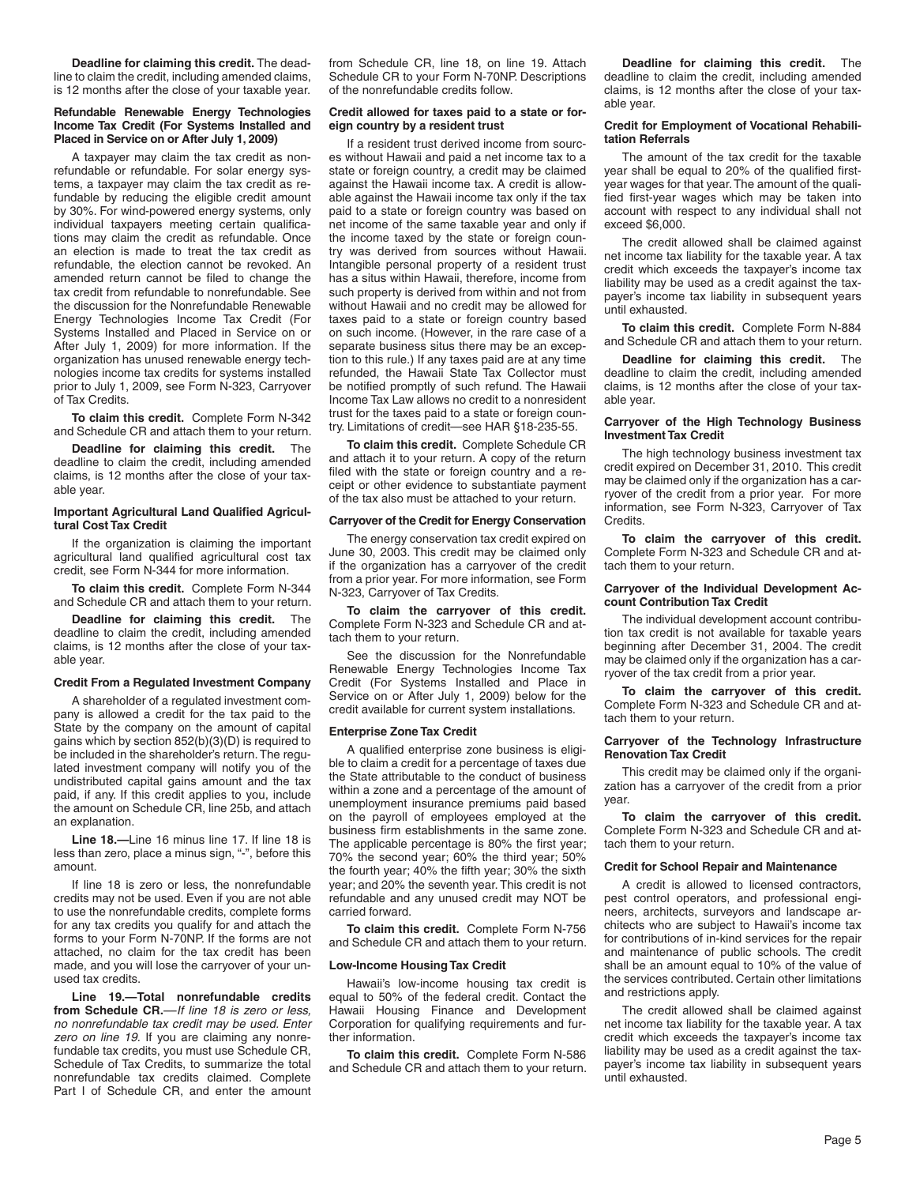**Deadline for claiming this credit.** The deadline to claim the credit, including amended claims, is 12 months after the close of your taxable year.

### Refundable Renewable Energy Technologies Income Tax Credit (For Systems Installed and Placed in Service on or After July 1, 2009)

A taxpayer may claim the tax credit as nonrefundable or refundable. For solar energy systems, a taxpayer may claim the tax credit as refundable by reducing the eligible credit amount by 30%. For wind-powered energy systems, only individual taxpayers meeting certain qualifications may claim the credit as refundable. Once an election is made to treat the tax credit as refundable, the election cannot be revoked. An amended return cannot be filed to change the tax credit from refundable to nonrefundable. See the discussion for the Nonrefundable Renewable Energy Technologies Income Tax Credit (For Systems Installed and Placed in Service on or After July 1, 2009) for more information. If the organization has unused renewable energy technologies income tax credits for systems installed prior to July 1, 2009, see Form N-323, Carryover of Tax Credits.

**To claim this credit.** Complete Form N-342 and Schedule CR and attach them to your return.

**Deadline for claiming this credit.** The deadline to claim the credit, including amended claims, is 12 months after the close of your taxable year.

### Important Agricultural Land Qualified Agricultural Cost Tax Credit

If the organization is claiming the important agricultural land qualified agricultural cost tax credit, see Form N-344 for more information.

**To claim this credit.** Complete Form N-344 and Schedule CR and attach them to your return.

**Deadline for claiming this credit.** The deadline to claim the credit, including amended claims, is 12 months after the close of your taxable year.

### Credit From a Regulated Investment Company

A shareholder of a regulated investment company is allowed a credit for the tax paid to the State by the company on the amount of capital gains which by section 852(b)(3)(D) is required to be included in the shareholder's return. The regulated investment company will notify you of the undistributed capital gains amount and the tax paid, if any. If this credit applies to you, include the amount on Schedule CR, line 25b, and attach an explanation.

**Line 18.—**Line 16 minus line 17. If line 18 is less than zero, place a minus sign, "-", before this amount.

If line 18 is zero or less, the nonrefundable credits may not be used. Even if you are not able to use the nonrefundable credits, complete forms for any tax credits you qualify for and attach the forms to your Form N-70NP. If the forms are not attached, no claim for the tax credit has been made, and you will lose the carryover of your unused tax credits.

**Line 19.—Total nonrefundable credits from Schedule CR.**—*If line 18 is zero or less, no nonrefundable tax credit may be used. Enter zero on line 19.* If you are claiming any nonrefundable tax credits, you must use Schedule CR, Schedule of Tax Credits, to summarize the total nonrefundable tax credits claimed. Complete Part I of Schedule CR, and enter the amount from Schedule CR, line 18, on line 19. Attach Schedule CR to your Form N-70NP. Descriptions of the nonrefundable credits follow.

### Credit allowed for taxes paid to a state or foreign country by a resident trust

If a resident trust derived income from sources without Hawaii and paid a net income tax to a state or foreign country, a credit may be claimed against the Hawaii income tax. A credit is allowable against the Hawaii income tax only if the tax paid to a state or foreign country was based on net income of the same taxable year and only if the income taxed by the state or foreign country was derived from sources without Hawaii. Intangible personal property of a resident trust has a situs within Hawaii, therefore, income from such property is derived from within and not from without Hawaii and no credit may be allowed for taxes paid to a state or foreign country based on such income. (However, in the rare case of a separate business situs there may be an exception to this rule.) If any taxes paid are at any time refunded, the Hawaii State Tax Collector must be notified promptly of such refund. The Hawaii Income Tax Law allows no credit to a nonresident trust for the taxes paid to a state or foreign country. Limitations of credit—see HAR §18-235-55.

**To claim this credit.** Complete Schedule CR and attach it to your return. A copy of the return filed with the state or foreign country and a receipt or other evidence to substantiate payment of the tax also must be attached to your return.

### Carryover of the Credit for Energy Conservation

The energy conservation tax credit expired on June 30, 2003. This credit may be claimed only if the organization has a carryover of the credit from a prior year. For more information, see Form N-323, Carryover of Tax Credits.

**To claim the carryover of this credit.** Complete Form N-323 and Schedule CR and attach them to your return.

See the discussion for the Nonrefundable Renewable Energy Technologies Income Tax Credit (For Systems Installed and Place in Service on or After July 1, 2009) below for the credit available for current system installations.

### Enterprise Zone Tax Credit

A qualified enterprise zone business is eligible to claim a credit for a percentage of taxes due the State attributable to the conduct of business within a zone and a percentage of the amount of unemployment insurance premiums paid based on the payroll of employees employed at the business firm establishments in the same zone. The applicable percentage is 80% the first year; 70% the second year; 60% the third year; 50% the fourth year; 40% the fifth year; 30% the sixth year; and 20% the seventh year. This credit is not refundable and any unused credit may NOT be carried forward.

**To claim this credit.** Complete Form N-756 and Schedule CR and attach them to your return.

### Low-Income Housing Tax Credit

Hawaii's low-income housing tax credit is equal to 50% of the federal credit. Contact the Hawaii Housing Finance and Development Corporation for qualifying requirements and further information.

**To claim this credit.** Complete Form N-586 and Schedule CR and attach them to your return.

**Deadline for claiming this credit.** The deadline to claim the credit, including amended claims, is 12 months after the close of your taxable year.

### Credit for Employment of Vocational Rehabilitation Referrals

The amount of the tax credit for the taxable year shall be equal to 20% of the qualified first-year wages for that year. The amount of the qualified first-year wages which may be taken into account with respect to any individual shall not exceed $6,000.

The credit allowed shall be claimed against net income tax liability for the taxable year. A tax credit which exceeds the taxpayer's income tax liability may be used as a credit against the taxpayer's income tax liability in subsequent years until exhausted.

**To claim this credit.** Complete Form N-884 and Schedule CR and attach them to your return.

**Deadline for claiming this credit.** The deadline to claim the credit, including amended claims, is 12 months after the close of your taxable year.

### Carryover of the High Technology Business Investment Tax Credit

The high technology business investment tax credit expired on December 31, 2010. This credit may be claimed only if the organization has a carryover of the credit from a prior year. For more information, see Form N-323, Carryover of Tax Credits.

**To claim the carryover of this credit.** Complete Form N-323 and Schedule CR and attach them to your return.

### Carryover of the Individual Development Account Contribution Tax Credit

The individual development account contribution tax credit is not available for taxable years beginning after December 31, 2004. The credit may be claimed only if the organization has a carryover of the tax credit from a prior year.

**To claim the carryover of this credit.** Complete Form N-323 and Schedule CR and attach them to your return.

### Carryover of the Technology Infrastructure Renovation Tax Credit

This credit may be claimed only if the organization has a carryover of the credit from a prior year.

**To claim the carryover of this credit.** Complete Form N-323 and Schedule CR and attach them to your return.

### Credit for School Repair and Maintenance

A credit is allowed to licensed contractors, pest control operators, and professional engineers, architects, surveyors and landscape architects who are subject to Hawaii's income tax for contributions of in-kind services for the repair and maintenance of public schools. The credit shall be an amount equal to 10% of the value of the services contributed. Certain other limitations and restrictions apply.

The credit allowed shall be claimed against net income tax liability for the taxable year. A tax credit which exceeds the taxpayer's income tax liability may be used as a credit against the taxpayer's income tax liability in subsequent years until exhausted.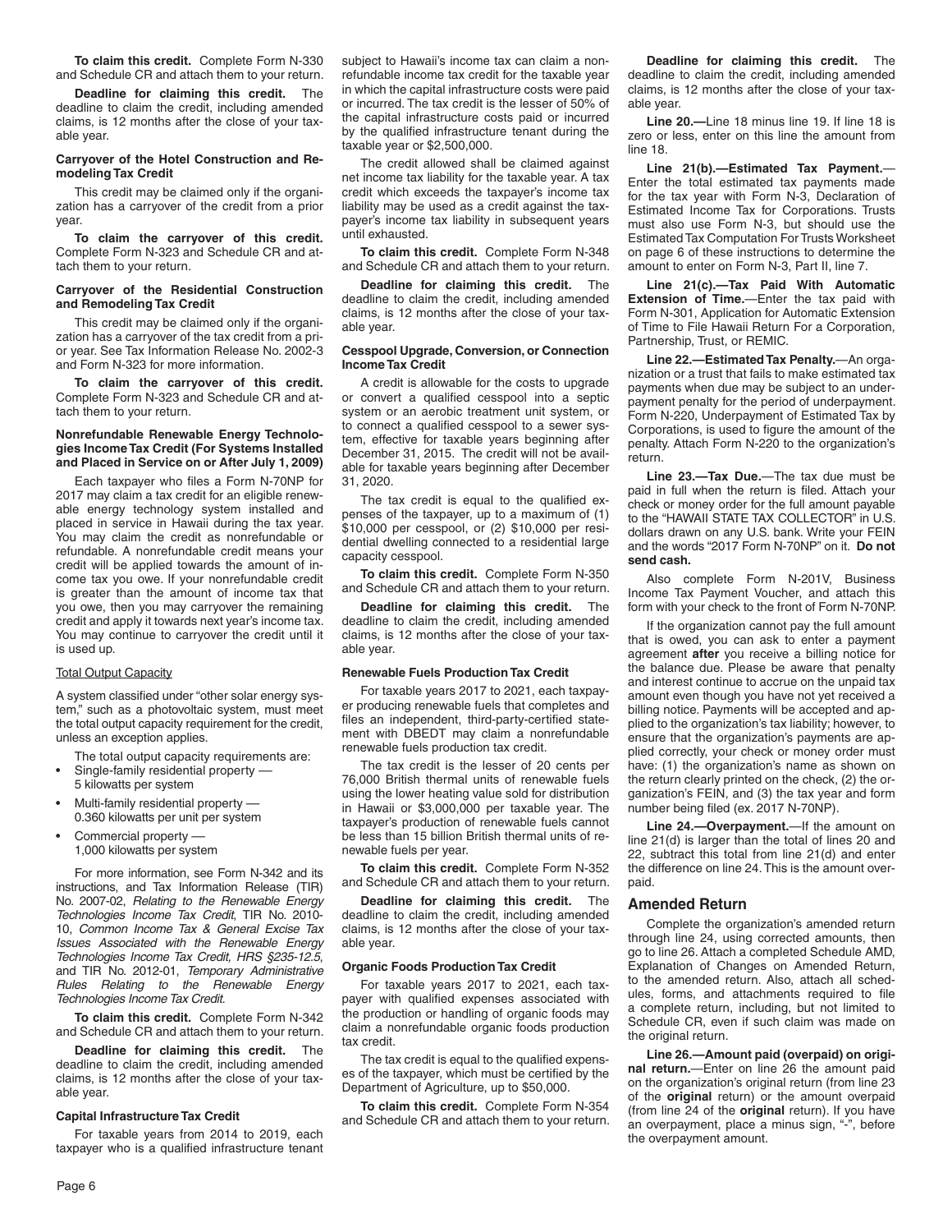**To claim this credit.** Complete Form N-330 and Schedule CR and attach them to your return.

**Deadline for claiming this credit.** The deadline to claim the credit, including amended claims, is 12 months after the close of your taxable year.

#### Carryover of the Hotel Construction and Remodeling Tax Credit

This credit may be claimed only if the organization has a carryover of the credit from a prior year.

**To claim the carryover of this credit.** Complete Form N-323 and Schedule CR and attach them to your return.

#### Carryover of the Residential Construction and Remodeling Tax Credit

This credit may be claimed only if the organization has a carryover of the tax credit from a prior year. See Tax Information Release No. 2002-3 and Form N-323 for more information.

**To claim the carryover of this credit.** Complete Form N-323 and Schedule CR and attach them to your return.

#### Nonrefundable Renewable Energy Technologies Income Tax Credit (For Systems Installed and Placed in Service on or After July 1, 2009)

Each taxpayer who files a Form N-70NP for 2017 may claim a tax credit for an eligible renewable energy technology system installed and placed in service in Hawaii during the tax year. You may claim the credit as nonrefundable or refundable. A nonrefundable credit means your credit will be applied towards the amount of income tax you owe. If your nonrefundable credit is greater than the amount of income tax that you owe, then you may carryover the remaining credit and apply it towards next year's income tax. You may continue to carryover the credit until it is used up.

Total Output Capacity

A system classified under "other solar energy system," such as a photovoltaic system, must meet the total output capacity requirement for the credit, unless an exception applies.

The total output capacity requirements are:

- Single-family residential property — 5 kilowatts per system
- Multi-family residential property — 0.360 kilowatts per unit per system
- Commercial property — 1,000 kilowatts per system

For more information, see Form N-342 and its instructions, and Tax Information Release (TIR) No. 2007-02, *Relating to the Renewable Energy Technologies Income Tax Credit*, TIR No. 2010-10, *Common Income Tax & General Excise Tax Issues Associated with the Renewable Energy Technologies Income Tax Credit, HRS §235-12.5*, and TIR No. 2012-01, *Temporary Administrative Rules Relating to the Renewable Energy Technologies Income Tax Credit*.

**To claim this credit.** Complete Form N-342 and Schedule CR and attach them to your return.

**Deadline for claiming this credit.** The deadline to claim the credit, including amended claims, is 12 months after the close of your taxable year.

#### Capital Infrastructure Tax Credit

For taxable years from 2014 to 2019, each taxpayer who is a qualified infrastructure tenant subject to Hawaii's income tax can claim a nonrefundable income tax credit for the taxable year in which the capital infrastructure costs were paid or incurred. The tax credit is the lesser of 50% of the capital infrastructure costs paid or incurred by the qualified infrastructure tenant during the taxable year or $2,500,000.

The credit allowed shall be claimed against net income tax liability for the taxable year. A tax credit which exceeds the taxpayer's income tax liability may be used as a credit against the taxpayer's income tax liability in subsequent years until exhausted.

**To claim this credit.** Complete Form N-348 and Schedule CR and attach them to your return.

**Deadline for claiming this credit.** The deadline to claim the credit, including amended claims, is 12 months after the close of your taxable year.

#### Cesspool Upgrade, Conversion, or Connection Income Tax Credit

A credit is allowable for the costs to upgrade or convert a qualified cesspool into a septic system or an aerobic treatment unit system, or to connect a qualified cesspool to a sewer system, effective for taxable years beginning after December 31, 2015. The credit will not be available for taxable years beginning after December 31, 2020.

The tax credit is equal to the qualified expenses of the taxpayer, up to a maximum of (1) $10,000 per cesspool, or (2) $10,000 per residential dwelling connected to a residential large capacity cesspool.

**To claim this credit.** Complete Form N-350 and Schedule CR and attach them to your return.

**Deadline for claiming this credit.** The deadline to claim the credit, including amended claims, is 12 months after the close of your taxable year.

#### Renewable Fuels Production Tax Credit

For taxable years 2017 to 2021, each taxpayer producing renewable fuels that completes and files an independent, third-party-certified statement with DBEDT may claim a nonrefundable renewable fuels production tax credit.

The tax credit is the lesser of 20 cents per 76,000 British thermal units of renewable fuels using the lower heating value sold for distribution in Hawaii or $3,000,000 per taxable year. The taxpayer's production of renewable fuels cannot be less than 15 billion British thermal units of renewable fuels per year.

**To claim this credit.** Complete Form N-352 and Schedule CR and attach them to your return.

**Deadline for claiming this credit.** The deadline to claim the credit, including amended claims, is 12 months after the close of your taxable year.

#### Organic Foods Production Tax Credit

For taxable years 2017 to 2021, each taxpayer with qualified expenses associated with the production or handling of organic foods may claim a nonrefundable organic foods production tax credit.

The tax credit is equal to the qualified expenses of the taxpayer, which must be certified by the Department of Agriculture, up to $50,000.

**To claim this credit.** Complete Form N-354 and Schedule CR and attach them to your return.

**Deadline for claiming this credit.** The deadline to claim the credit, including amended claims, is 12 months after the close of your taxable year.

**Line 20.—**Line 18 minus line 19. If line 18 is zero or less, enter on this line the amount from line 18.

**Line 21(b).—Estimated Tax Payment.**—Enter the total estimated tax payments made for the tax year with Form N-3, Declaration of Estimated Income Tax for Corporations. Trusts must also use Form N-3, but should use the Estimated Tax Computation For Trusts Worksheet on page 6 of these instructions to determine the amount to enter on Form N-3, Part II, line 7.

**Line 21(c).—Tax Paid With Automatic Extension of Time.**—Enter the tax paid with Form N-301, Application for Automatic Extension of Time to File Hawaii Return For a Corporation, Partnership, Trust, or REMIC.

**Line 22.—Estimated Tax Penalty.**—An organization or a trust that fails to make estimated tax payments when due may be subject to an underpayment penalty for the period of underpayment. Form N-220, Underpayment of Estimated Tax by Corporations, is used to figure the amount of the penalty. Attach Form N-220 to the organization's return.

**Line 23.—Tax Due.**—The tax due must be paid in full when the return is filed. Attach your check or money order for the full amount payable to the "HAWAII STATE TAX COLLECTOR" in U.S. dollars drawn on any U.S. bank. Write your FEIN and the words "2017 Form N-70NP" on it. **Do not send cash.**

Also complete Form N-201V, Business Income Tax Payment Voucher, and attach this form with your check to the front of Form N-70NP.

If the organization cannot pay the full amount that is owed, you can ask to enter a payment agreement **after** you receive a billing notice for the balance due. Please be aware that penalty and interest continue to accrue on the unpaid tax amount even though you have not yet received a billing notice. Payments will be accepted and applied to the organization's tax liability; however, to ensure that the organization's payments are applied correctly, your check or money order must have: (1) the organization's name as shown on the return clearly printed on the check, (2) the organization's FEIN, and (3) the tax year and form number being filed (ex. 2017 N-70NP).

**Line 24.—Overpayment.**—If the amount on line 21(d) is larger than the total of lines 20 and 22, subtract this total from line 21(d) and enter the difference on line 24. This is the amount overpaid.

### Amended Return

Complete the organization's amended return through line 24, using corrected amounts, then go to line 26. Attach a completed Schedule AMD, Explanation of Changes on Amended Return, to the amended return. Also, attach all schedules, forms, and attachments required to file a complete return, including, but not limited to Schedule CR, even if such claim was made on the original return.

**Line 26.—Amount paid (overpaid) on original return.**—Enter on line 26 the amount paid on the organization's original return (from line 23 of the **original** return) or the amount overpaid (from line 24 of the **original** return). If you have an overpayment, place a minus sign, "-", before the overpayment amount.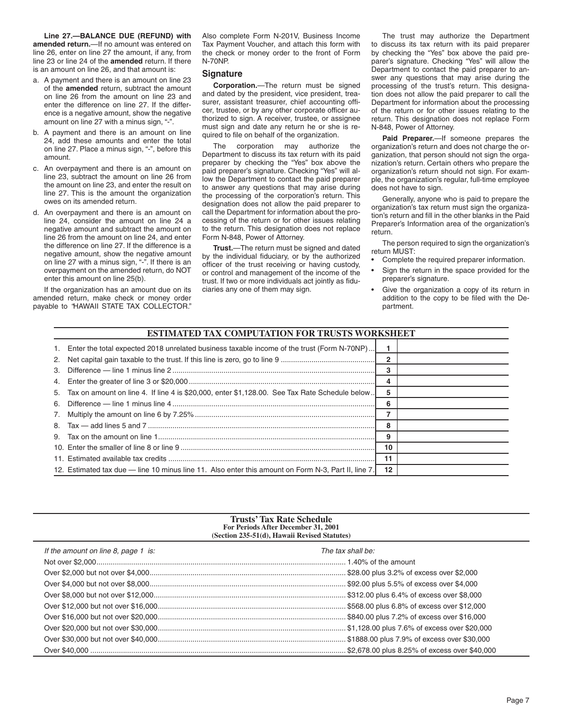**Line 27.—BALANCE DUE (REFUND) with amended return.**—If no amount was entered on line 26, enter on line 27 the amount, if any, from line 23 or line 24 of the **amended** return. If there is an amount on line 26, and that amount is:

a. A payment and there is an amount on line 23 of the **amended** return, subtract the amount on line 26 from the amount on line 23 and enter the difference on line 27. If the difference is a negative amount, show the negative amount on line 27 with a minus sign, "-".

b. A payment and there is an amount on line 24, add these amounts and enter the total on line 27. Place a minus sign, "-", before this amount.

c. An overpayment and there is an amount on line 23, subtract the amount on line 26 from the amount on line 23, and enter the result on line 27. This is the amount the organization owes on its amended return.

d. An overpayment and there is an amount on line 24, consider the amount on line 24 a negative amount and subtract the amount on line 26 from the amount on line 24, and enter the difference on line 27. If the difference is a negative amount, show the negative amount on line 27 with a minus sign, "-". If there is an overpayment on the amended return, do NOT enter this amount on line 25(b).

If the organization has an amount due on its amended return, make check or money order payable to "HAWAII STATE TAX COLLECTOR." Also complete Form N-201V, Business Income Tax Payment Voucher, and attach this form with the check or money order to the front of Form N-70NP.

## Signature

**Corporation.**—The return must be signed and dated by the president, vice president, treasurer, assistant treasurer, chief accounting officer, trustee, or by any other corporate officer authorized to sign. A receiver, trustee, or assignee must sign and date any return he or she is required to file on behalf of the organization.

The corporation may authorize the Department to discuss its tax return with its paid preparer by checking the "Yes" box above the paid preparer's signature. Checking "Yes" will allow the Department to contact the paid preparer to answer any questions that may arise during the processing of the corporation's return. This designation does not allow the paid preparer to call the Department for information about the processing of the return or for other issues relating to the return. This designation does not replace Form N-848, Power of Attorney.

**Trust.**—The return must be signed and dated by the individual fiduciary, or by the authorized officer of the trust receiving or having custody, or control and management of the income of the trust. If two or more individuals act jointly as fiduciaries any one of them may sign.

The trust may authorize the Department to discuss its tax return with its paid preparer by checking the "Yes" box above the paid preparer's signature. Checking "Yes" will allow the Department to contact the paid preparer to answer any questions that may arise during the processing of the trust's return. This designation does not allow the paid preparer to call the Department for information about the processing of the return or for other issues relating to the return. This designation does not replace Form N-848, Power of Attorney.

**Paid Preparer.**—If someone prepares the organization's return and does not charge the organization, that person should not sign the organization's return. Certain others who prepare the organization's return should not sign. For example, the organization's regular, full-time employee does not have to sign.

Generally, anyone who is paid to prepare the organization's tax return must sign the organization's return and fill in the other blanks in the Paid Preparer's Information area of the organization's return.

The person required to sign the organization's return MUST:

- Complete the required preparer information.
- Sign the return in the space provided for the preparer's signature.
- Give the organization a copy of its return in addition to the copy to be filed with the Department.

## ESTIMATED TAX COMPUTATION FOR TRUSTS WORKSHEET

| | | |
|---|---|---|
| 1. Enter the total expected 2018 unrelated business taxable income of the trust (Form N-70NP) | 1 | |
| 2. Net capital gain taxable to the trust. If this line is zero, go to line 9 | 2 | |
| 3. Difference — line 1 minus line 2 | 3 | |
| 4. Enter the greater of line 3 or $20,000 | 4 | |
| 5. Tax on amount on line 4. If line 4 is $20,000, enter $1,128.00. See Tax Rate Schedule below | 5 | |
| 6. Difference — line 1 minus line 4 | 6 | |
| 7. Multiply the amount on line 6 by 7.25% | 7 | |
| 8. Tax — add lines 5 and 7 | 8 | |
| 9. Tax on the amount on line 1 | 9 | |
| 10. Enter the smaller of line 8 or line 9 | 10 | |
| 11. Estimated available tax credits | 11 | |
| 12. Estimated tax due — line 10 minus line 11. Also enter this amount on Form N-3, Part II, line 7. | 12 | |

## Trusts' Tax Rate Schedule

**For Periods After December 31, 2001**
**(Section 235-51(d), Hawaii Revised Statutes)**

| *If the amount on line 8, page 1 is:* | *The tax shall be:* |
|---|---|
| Not over $2,000 | 1.40% of the amount |
| Over $2,000 but not over $4,000 | $28.00 plus 3.2% of excess over $2,000 |
| Over $4,000 but not over $8,000 | $92.00 plus 5.5% of excess over $4,000 |
| Over $8,000 but not over $12,000 | $312.00 plus 6.4% of excess over $8,000 |
| Over $12,000 but not over $16,000 | $568.00 plus 6.8% of excess over $12,000 |
| Over $16,000 but not over $20,000 | $840.00 plus 7.2% of excess over $16,000 |
| Over $20,000 but not over $30,000 | $1,128.00 plus 7.6% of excess over $20,000 |
| Over $30,000 but not over $40,000 | $1888.00 plus 7.9% of excess over $30,000 |
| Over $40,000 | $2,678.00 plus 8.25% of excess over $40,000 |